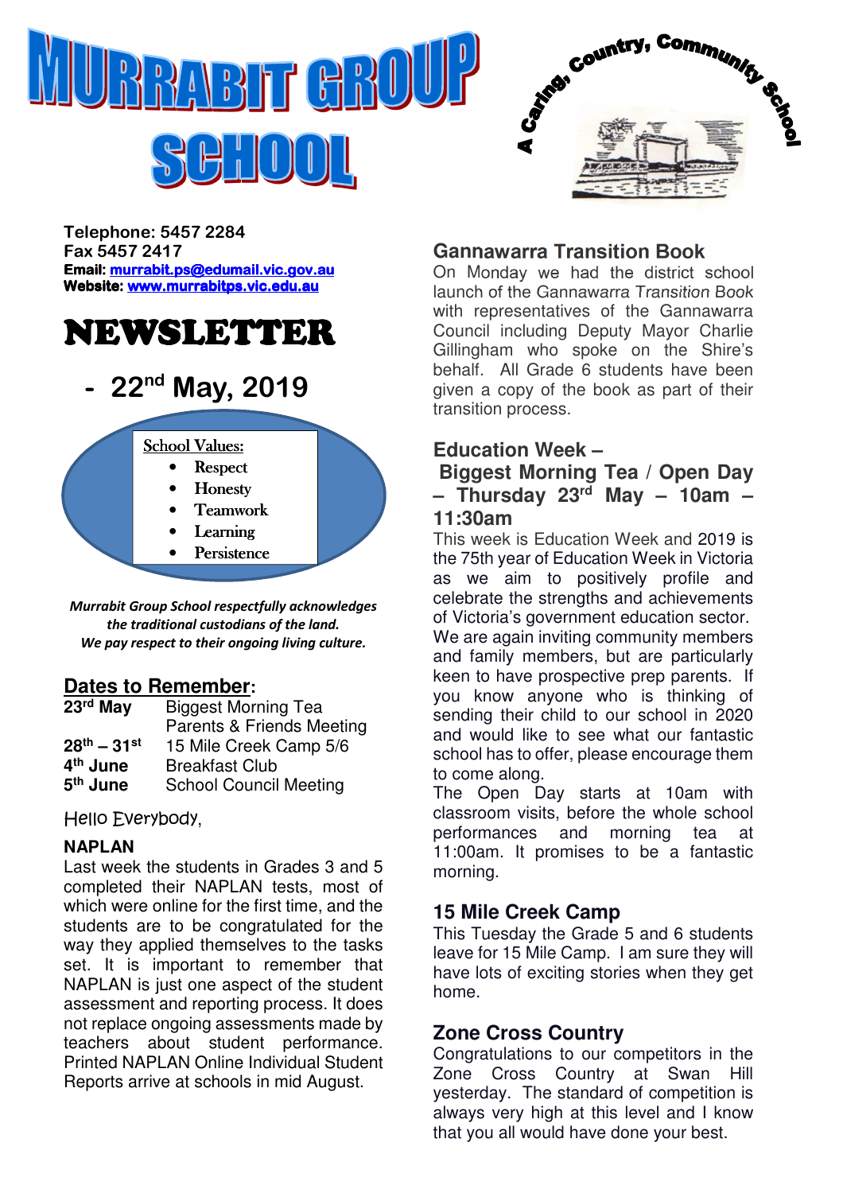# MURRABIT GROUP SCHOOL

A Caring, Country, Community School

**Telephone: 5457 2284**
**Fax 5457 2417**
**Email: murrabit.ps@edumail.vic.gov.au**
**Website: www.murrabitps.vic.edu.au**

# NEWSLETTER

## - 22nd May, 2019

School Values:

- Respect
- Honesty
- Teamwork
- Learning
- Persistence

***Murrabit Group School respectfully acknowledges the traditional custodians of the land. We pay respect to their ongoing living culture.***

## Dates to Remember:

| | |
|---|---|
| **23rd May** | Biggest Morning Tea |
| | Parents & Friends Meeting |
| **28th – 31st** | 15 Mile Creek Camp 5/6 |
| **4th June** | Breakfast Club |
| **5th June** | School Council Meeting |

Hello Everybody,

**NAPLAN**

Last week the students in Grades 3 and 5 completed their NAPLAN tests, most of which were online for the first time, and the students are to be congratulated for the way they applied themselves to the tasks set. It is important to remember that NAPLAN is just one aspect of the student assessment and reporting process. It does not replace ongoing assessments made by teachers about student performance. Printed NAPLAN Online Individual Student Reports arrive at schools in mid August.

### Gannawarra Transition Book

On Monday we had the district school launch of the Gannawarra Transition Book with representatives of the Gannawarra Council including Deputy Mayor Charlie Gillingham who spoke on the Shire's behalf. All Grade 6 students have been given a copy of the book as part of their transition process.

### Education Week – Biggest Morning Tea / Open Day – Thursday 23rd May – 10am – 11:30am

This week is Education Week and 2019 is the 75th year of Education Week in Victoria as we aim to positively profile and celebrate the strengths and achievements of Victoria's government education sector. We are again inviting community members and family members, but are particularly keen to have prospective prep parents. If you know anyone who is thinking of sending their child to our school in 2020 and would like to see what our fantastic school has to offer, please encourage them to come along.
The Open Day starts at 10am with classroom visits, before the whole school performances and morning tea at 11:00am. It promises to be a fantastic morning.

### 15 Mile Creek Camp

This Tuesday the Grade 5 and 6 students leave for 15 Mile Camp. I am sure they will have lots of exciting stories when they get home.

### Zone Cross Country

Congratulations to our competitors in the Zone Cross Country at Swan Hill yesterday. The standard of competition is always very high at this level and I know that you all would have done your best.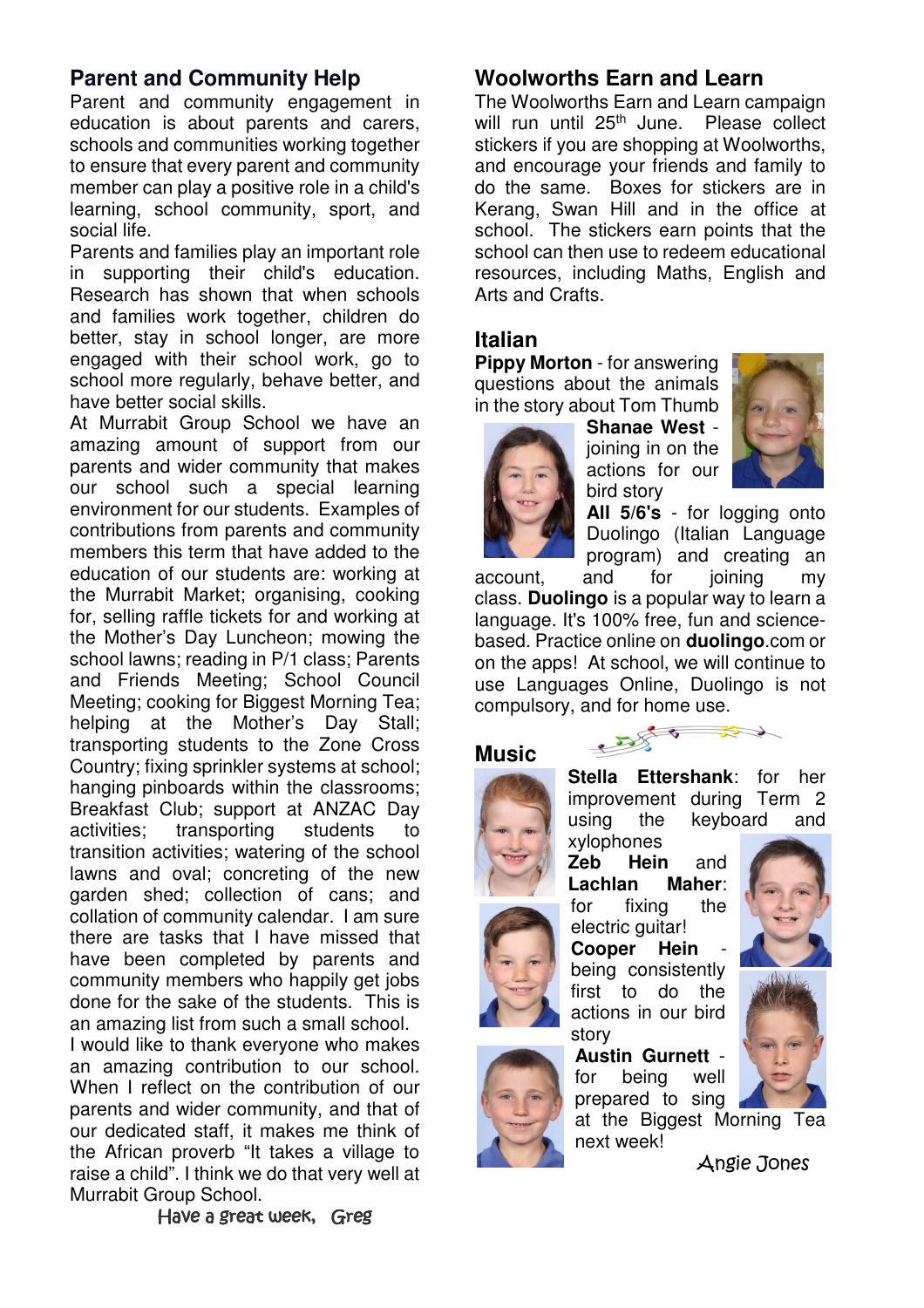## Parent and Community Help

Parent and community engagement in education is about parents and carers, schools and communities working together to ensure that every parent and community member can play a positive role in a child's learning, school community, sport, and social life.

Parents and families play an important role in supporting their child's education. Research has shown that when schools and families work together, children do better, stay in school longer, are more engaged with their school work, go to school more regularly, behave better, and have better social skills.

At Murrabit Group School we have an amazing amount of support from our parents and wider community that makes our school such a special learning environment for our students. Examples of contributions from parents and community members this term that have added to the education of our students are: working at the Murrabit Market; organising, cooking for, selling raffle tickets for and working at the Mother's Day Luncheon; mowing the school lawns; reading in P/1 class; Parents and Friends Meeting; School Council Meeting; cooking for Biggest Morning Tea; helping at the Mother's Day Stall; transporting students to the Zone Cross Country; fixing sprinkler systems at school; hanging pinboards within the classrooms; Breakfast Club; support at ANZAC Day activities; transporting students to transition activities; watering of the school lawns and oval; concreting of the new garden shed; collection of cans; and collation of community calendar. I am sure there are tasks that I have missed that have been completed by parents and community members who happily get jobs done for the sake of the students. This is an amazing list from such a small school.

I would like to thank everyone who makes an amazing contribution to our school. When I reflect on the contribution of our parents and wider community, and that of our dedicated staff, it makes me think of the African proverb "It takes a village to raise a child". I think we do that very well at Murrabit Group School.

*Have a great week, Greg*

## Woolworths Earn and Learn

The Woolworths Earn and Learn campaign will run until 25th June. Please collect stickers if you are shopping at Woolworths, and encourage your friends and family to do the same. Boxes for stickers are in Kerang, Swan Hill and in the office at school. The stickers earn points that the school can then use to redeem educational resources, including Maths, English and Arts and Crafts.

## Italian

**Pippy Morton** - for answering questions about the animals in the story about Tom Thumb

**Shanae West** - joining in on the actions for our bird story

**All 5/6's** - for logging onto Duolingo (Italian Language program) and creating an account, and for joining my class. **Duolingo** is a popular way to learn a language. It's 100% free, fun and science-based. Practice online on **duolingo**.com or on the apps! At school, we will continue to use Languages Online, Duolingo is not compulsory, and for home use.

## Music

**Stella Ettershank**: for her improvement during Term 2 using the keyboard and xylophones

**Zeb Hein** and **Lachlan Maher**: for fixing the electric guitar!

**Cooper Hein** - being consistently first to do the actions in our bird story

**Austin Gurnett** - for being well prepared to sing at the Biggest Morning Tea next week!

*Angie Jones*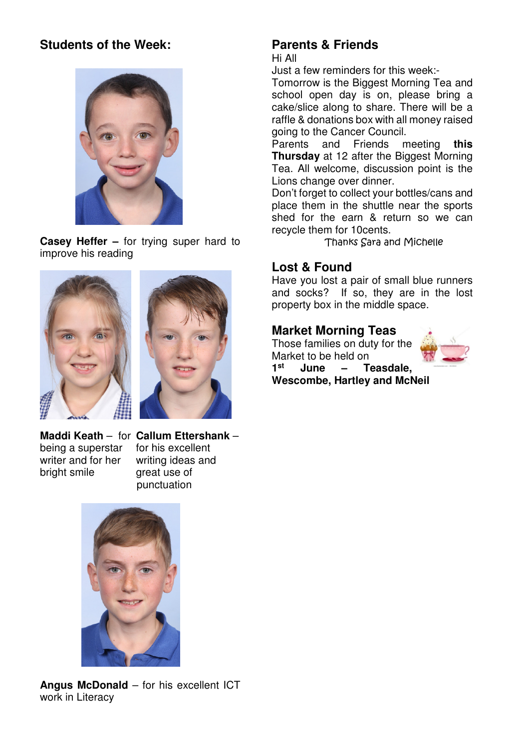## Students of the Week:

**Casey Heffer –** for trying super hard to improve his reading

**Maddi Keath** – for being a superstar writer and for her bright smile

**Callum Ettershank** – for his excellent writing ideas and great use of punctuation

**Angus McDonald** – for his excellent ICT work in Literacy

## Parents & Friends

Hi All

Just a few reminders for this week:-

Tomorrow is the Biggest Morning Tea and school open day is on, please bring a cake/slice along to share. There will be a raffle & donations box with all money raised going to the Cancer Council.

Parents and Friends meeting **this Thursday** at 12 after the Biggest Morning Tea. All welcome, discussion point is the Lions change over dinner.

Don't forget to collect your bottles/cans and place them in the shuttle near the sports shed for the earn & return so we can recycle them for 10cents.

Thanks Sara and Michelle

## Lost & Found

Have you lost a pair of small blue runners and socks? If so, they are in the lost property box in the middle space.

## Market Morning Teas

Those families on duty for the Market to be held on

**1st June – Teasdale, Wescombe, Hartley and McNeil**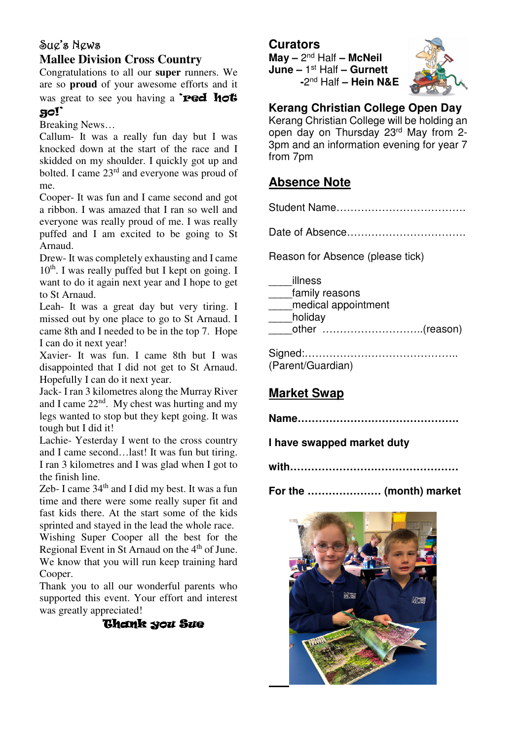## Sue's News

### Mallee Division Cross Country

Congratulations to all our **super** runners. We are so **proud** of your awesome efforts and it was great to see you having a **'red hot go!'**

Breaking News…

Callum- It was a really fun day but I was knocked down at the start of the race and I skidded on my shoulder. I quickly got up and bolted. I came 23rd and everyone was proud of me.

Cooper- It was fun and I came second and got a ribbon. I was amazed that I ran so well and everyone was really proud of me. I was really puffed and I am excited to be going to St Arnaud.

Drew- It was completely exhausting and I came 10th. I was really puffed but I kept on going. I want to do it again next year and I hope to get to St Arnaud.

Leah- It was a great day but very tiring. I missed out by one place to go to St Arnaud. I came 8th and I needed to be in the top 7. Hope I can do it next year!

Xavier- It was fun. I came 8th but I was disappointed that I did not get to St Arnaud. Hopefully I can do it next year.

Jack- I ran 3 kilometres along the Murray River and I came 22nd. My chest was hurting and my legs wanted to stop but they kept going. It was tough but I did it!

Lachie- Yesterday I went to the cross country and I came second…last! It was fun but tiring. I ran 3 kilometres and I was glad when I got to the finish line.

Zeb- I came 34th and I did my best. It was a fun time and there were some really super fit and fast kids there. At the start some of the kids sprinted and stayed in the lead the whole race.

Wishing Super Cooper all the best for the Regional Event in St Arnaud on the 4th of June. We know that you will run keep training hard Cooper.

Thank you to all our wonderful parents who supported this event. Your effort and interest was greatly appreciated!

**Thank you Sue**

## Curators

**May –** 2nd Half **– McNeil**
**June –** 1st Half **– Gurnett**
**-**2nd Half **– Hein N&E**

## Kerang Christian College Open Day

Kerang Christian College will be holding an open day on Thursday 23rd May from 2-3pm and an information evening for year 7 from 7pm

## Absence Note

Student Name……………………………….

Date of Absence…………………………….

Reason for Absence (please tick)

____illness
____family reasons
____medical appointment
____holiday
____other ………………………..(reason)

Signed:……………………………………..
(Parent/Guardian)

## Market Swap

**Name………………………………………**

**I have swapped market duty**

**with…………………………………………**

**For the ………………… (month) market**